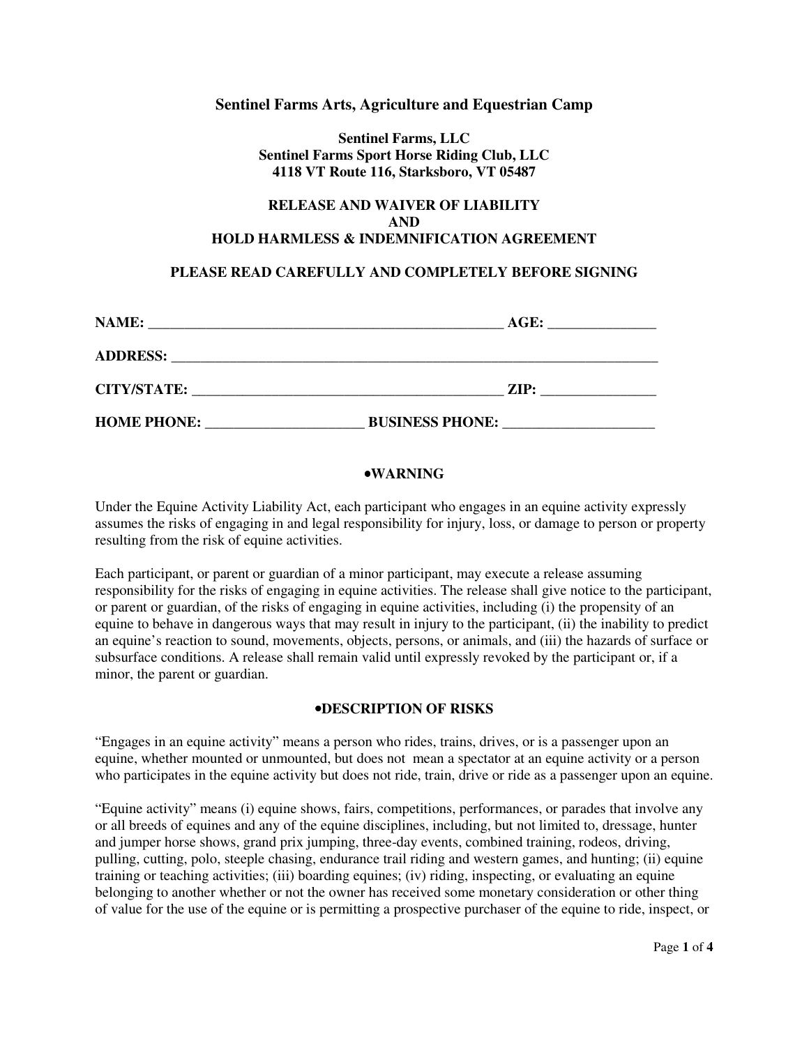## Sentinel Farms Arts, Agriculture and Equestrian Camp

**Sentinel Farms, LLC**
**Sentinel Farms Sport Horse Riding Club, LLC**
**4118 VT Route 116, Starksboro, VT 05487**

**RELEASE AND WAIVER OF LIABILITY**
**AND**
**HOLD HARMLESS & INDEMNIFICATION AGREEMENT**

**PLEASE READ CAREFULLY AND COMPLETELY BEFORE SIGNING**

**NAME:** ________________________________________________ **AGE:** ______________

**ADDRESS:** ____________________________________________________________________

**CITY/STATE:** ___________________________________________ **ZIP:** _______________

**HOME PHONE:** _____________________ **BUSINESS PHONE:** ____________________

### •WARNING

Under the Equine Activity Liability Act, each participant who engages in an equine activity expressly assumes the risks of engaging in and legal responsibility for injury, loss, or damage to person or property resulting from the risk of equine activities.

Each participant, or parent or guardian of a minor participant, may execute a release assuming responsibility for the risks of engaging in equine activities. The release shall give notice to the participant, or parent or guardian, of the risks of engaging in equine activities, including (i) the propensity of an equine to behave in dangerous ways that may result in injury to the participant, (ii) the inability to predict an equine's reaction to sound, movements, objects, persons, or animals, and (iii) the hazards of surface or subsurface conditions. A release shall remain valid until expressly revoked by the participant or, if a minor, the parent or guardian.

### •DESCRIPTION OF RISKS

"Engages in an equine activity" means a person who rides, trains, drives, or is a passenger upon an equine, whether mounted or unmounted, but does not mean a spectator at an equine activity or a person who participates in the equine activity but does not ride, train, drive or ride as a passenger upon an equine.

"Equine activity" means (i) equine shows, fairs, competitions, performances, or parades that involve any or all breeds of equines and any of the equine disciplines, including, but not limited to, dressage, hunter and jumper horse shows, grand prix jumping, three-day events, combined training, rodeos, driving, pulling, cutting, polo, steeple chasing, endurance trail riding and western games, and hunting; (ii) equine training or teaching activities; (iii) boarding equines; (iv) riding, inspecting, or evaluating an equine belonging to another whether or not the owner has received some monetary consideration or other thing of value for the use of the equine or is permitting a prospective purchaser of the equine to ride, inspect, or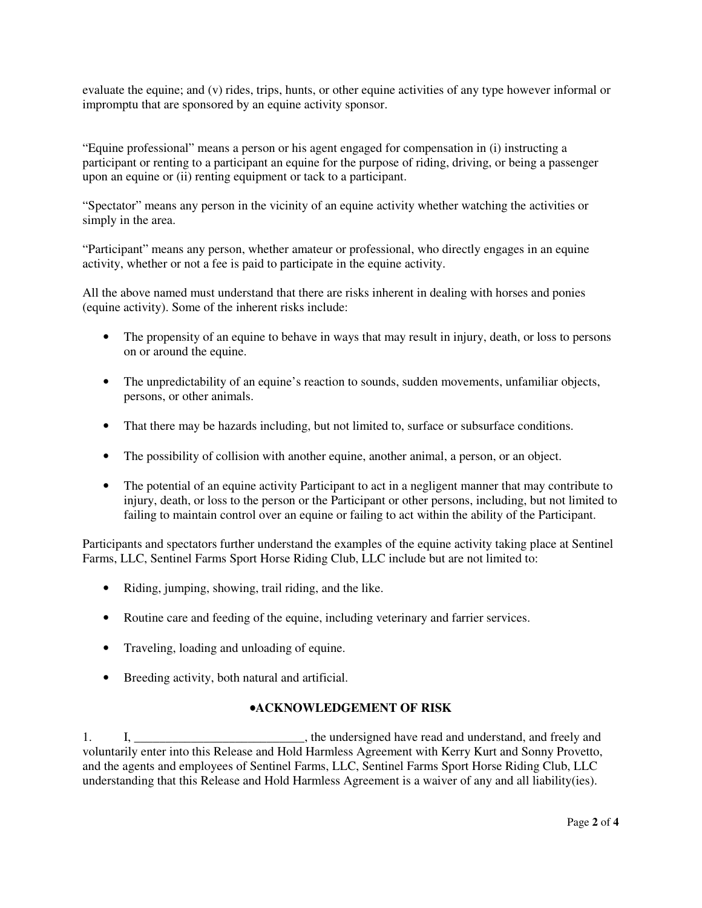evaluate the equine; and (v) rides, trips, hunts, or other equine activities of any type however informal or impromptu that are sponsored by an equine activity sponsor.

"Equine professional" means a person or his agent engaged for compensation in (i) instructing a participant or renting to a participant an equine for the purpose of riding, driving, or being a passenger upon an equine or (ii) renting equipment or tack to a participant.

"Spectator" means any person in the vicinity of an equine activity whether watching the activities or simply in the area.

"Participant" means any person, whether amateur or professional, who directly engages in an equine activity, whether or not a fee is paid to participate in the equine activity.

All the above named must understand that there are risks inherent in dealing with horses and ponies (equine activity). Some of the inherent risks include:

- The propensity of an equine to behave in ways that may result in injury, death, or loss to persons on or around the equine.
- The unpredictability of an equine's reaction to sounds, sudden movements, unfamiliar objects, persons, or other animals.
- That there may be hazards including, but not limited to, surface or subsurface conditions.
- The possibility of collision with another equine, another animal, a person, or an object.
- The potential of an equine activity Participant to act in a negligent manner that may contribute to injury, death, or loss to the person or the Participant or other persons, including, but not limited to failing to maintain control over an equine or failing to act within the ability of the Participant.

Participants and spectators further understand the examples of the equine activity taking place at Sentinel Farms, LLC, Sentinel Farms Sport Horse Riding Club, LLC include but are not limited to:

- Riding, jumping, showing, trail riding, and the like.
- Routine care and feeding of the equine, including veterinary and farrier services.
- Traveling, loading and unloading of equine.
- Breeding activity, both natural and artificial.

## •ACKNOWLEDGEMENT OF RISK

1. I, ___________________________, the undersigned have read and understand, and freely and voluntarily enter into this Release and Hold Harmless Agreement with Kerry Kurt and Sonny Provetto, and the agents and employees of Sentinel Farms, LLC, Sentinel Farms Sport Horse Riding Club, LLC understanding that this Release and Hold Harmless Agreement is a waiver of any and all liability(ies).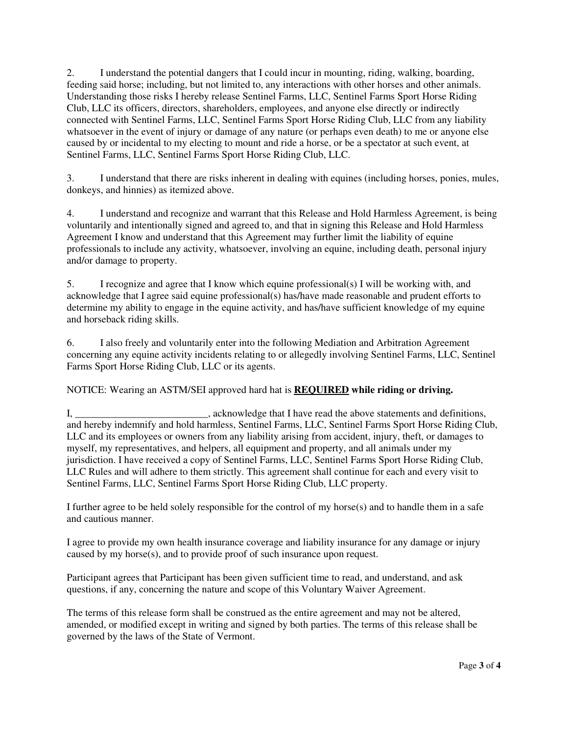2. I understand the potential dangers that I could incur in mounting, riding, walking, boarding, feeding said horse; including, but not limited to, any interactions with other horses and other animals. Understanding those risks I hereby release Sentinel Farms, LLC, Sentinel Farms Sport Horse Riding Club, LLC its officers, directors, shareholders, employees, and anyone else directly or indirectly connected with Sentinel Farms, LLC, Sentinel Farms Sport Horse Riding Club, LLC from any liability whatsoever in the event of injury or damage of any nature (or perhaps even death) to me or anyone else caused by or incidental to my electing to mount and ride a horse, or be a spectator at such event, at Sentinel Farms, LLC, Sentinel Farms Sport Horse Riding Club, LLC.

3. I understand that there are risks inherent in dealing with equines (including horses, ponies, mules, donkeys, and hinnies) as itemized above.

4. I understand and recognize and warrant that this Release and Hold Harmless Agreement, is being voluntarily and intentionally signed and agreed to, and that in signing this Release and Hold Harmless Agreement I know and understand that this Agreement may further limit the liability of equine professionals to include any activity, whatsoever, involving an equine, including death, personal injury and/or damage to property.

5. I recognize and agree that I know which equine professional(s) I will be working with, and acknowledge that I agree said equine professional(s) has/have made reasonable and prudent efforts to determine my ability to engage in the equine activity, and has/have sufficient knowledge of my equine and horseback riding skills.

6. I also freely and voluntarily enter into the following Mediation and Arbitration Agreement concerning any equine activity incidents relating to or allegedly involving Sentinel Farms, LLC, Sentinel Farms Sport Horse Riding Club, LLC or its agents.

NOTICE: Wearing an ASTM/SEI approved hard hat is **REQUIRED while riding or driving.**

I, __________________________, acknowledge that I have read the above statements and definitions, and hereby indemnify and hold harmless, Sentinel Farms, LLC, Sentinel Farms Sport Horse Riding Club, LLC and its employees or owners from any liability arising from accident, injury, theft, or damages to myself, my representatives, and helpers, all equipment and property, and all animals under my jurisdiction. I have received a copy of Sentinel Farms, LLC, Sentinel Farms Sport Horse Riding Club, LLC Rules and will adhere to them strictly. This agreement shall continue for each and every visit to Sentinel Farms, LLC, Sentinel Farms Sport Horse Riding Club, LLC property.

I further agree to be held solely responsible for the control of my horse(s) and to handle them in a safe and cautious manner.

I agree to provide my own health insurance coverage and liability insurance for any damage or injury caused by my horse(s), and to provide proof of such insurance upon request.

Participant agrees that Participant has been given sufficient time to read, and understand, and ask questions, if any, concerning the nature and scope of this Voluntary Waiver Agreement.

The terms of this release form shall be construed as the entire agreement and may not be altered, amended, or modified except in writing and signed by both parties. The terms of this release shall be governed by the laws of the State of Vermont.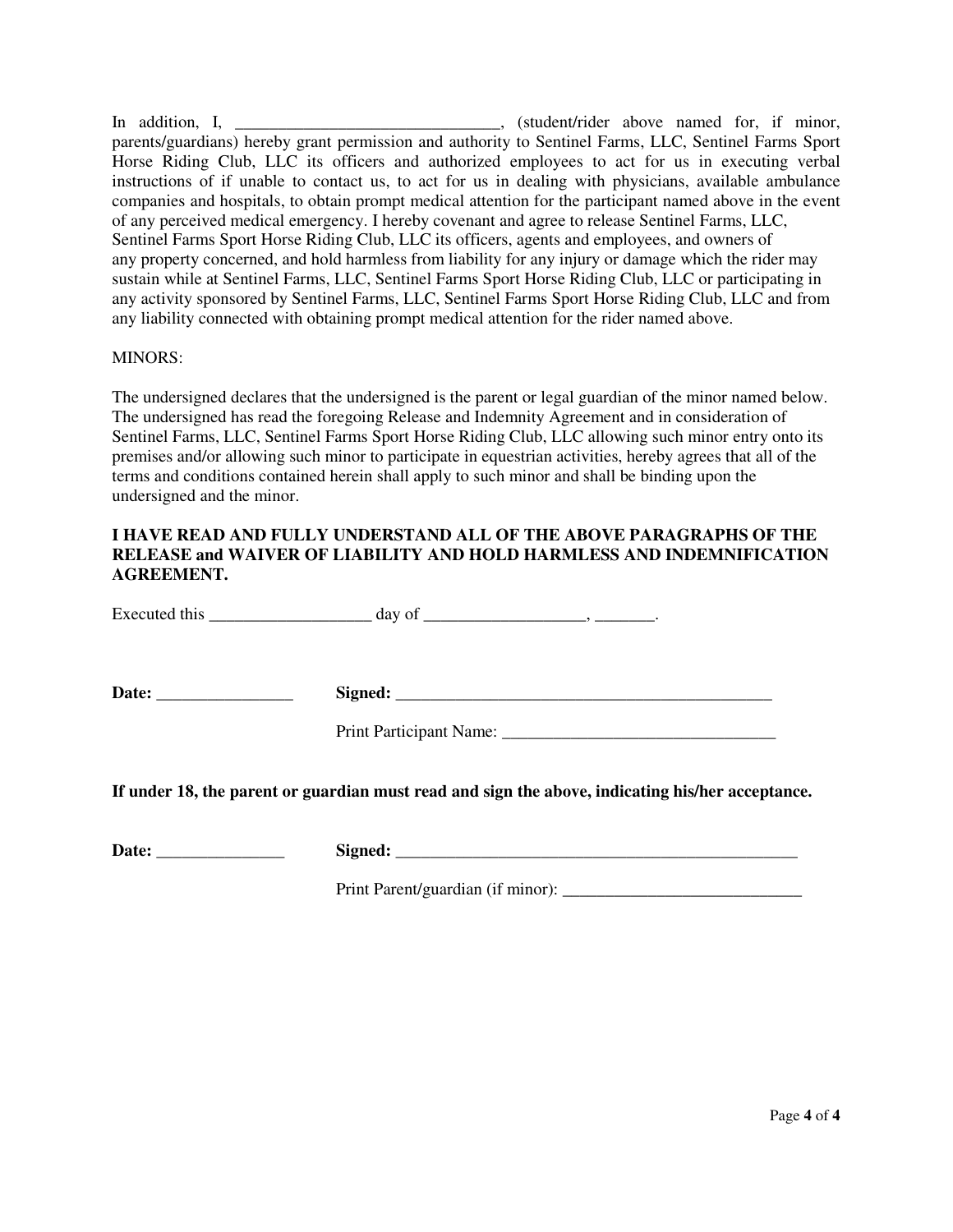In addition, I, _______________________________, (student/rider above named for, if minor, parents/guardians) hereby grant permission and authority to Sentinel Farms, LLC, Sentinel Farms Sport Horse Riding Club, LLC its officers and authorized employees to act for us in executing verbal instructions of if unable to contact us, to act for us in dealing with physicians, available ambulance companies and hospitals, to obtain prompt medical attention for the participant named above in the event of any perceived medical emergency. I hereby covenant and agree to release Sentinel Farms, LLC, Sentinel Farms Sport Horse Riding Club, LLC its officers, agents and employees, and owners of any property concerned, and hold harmless from liability for any injury or damage which the rider may sustain while at Sentinel Farms, LLC, Sentinel Farms Sport Horse Riding Club, LLC or participating in any activity sponsored by Sentinel Farms, LLC, Sentinel Farms Sport Horse Riding Club, LLC and from any liability connected with obtaining prompt medical attention for the rider named above.

MINORS:

The undersigned declares that the undersigned is the parent or legal guardian of the minor named below. The undersigned has read the foregoing Release and Indemnity Agreement and in consideration of Sentinel Farms, LLC, Sentinel Farms Sport Horse Riding Club, LLC allowing such minor entry onto its premises and/or allowing such minor to participate in equestrian activities, hereby agrees that all of the terms and conditions contained herein shall apply to such minor and shall be binding upon the undersigned and the minor.

**I HAVE READ AND FULLY UNDERSTAND ALL OF THE ABOVE PARAGRAPHS OF THE RELEASE and WAIVER OF LIABILITY AND HOLD HARMLESS AND INDEMNIFICATION AGREEMENT.**

Executed this ___________________ day of ___________________, _______.

**Date:** ________________ **Signed:** _____________________________________________

Print Participant Name: ________________________________

**If under 18, the parent or guardian must read and sign the above, indicating his/her acceptance.**

**Date:** _______________ **Signed:** ________________________________________________

Print Parent/guardian (if minor): ____________________________